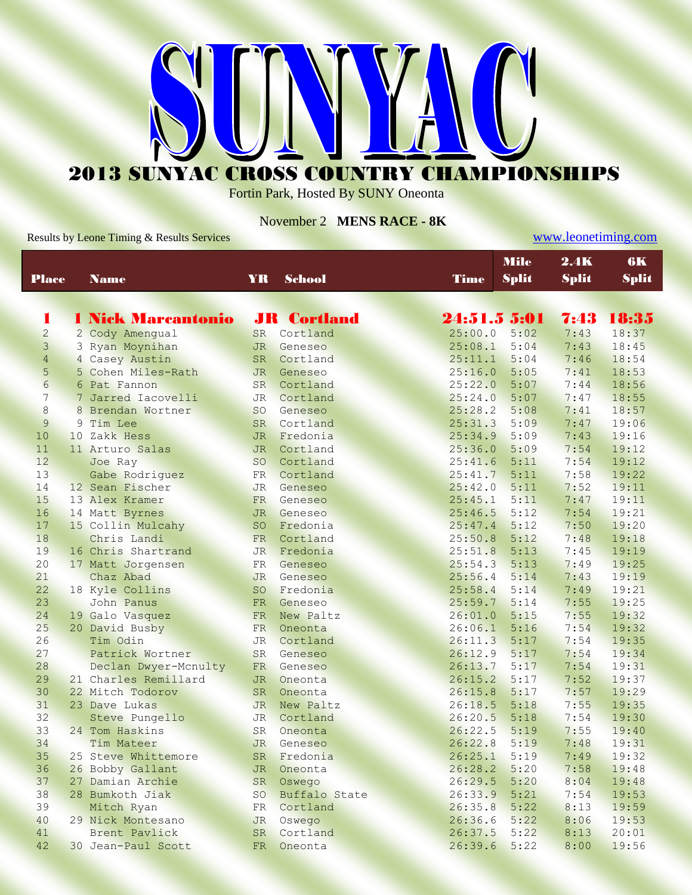# SUNYAC

## 2013 SUNYAC CROSS COUNTRY CHAMPIONSHIPS

Fortin Park, Hosted By SUNY Oneonta

November 2 **MENS RACE - 8K**

Results by Leone Timing & Results Services www.leonetiming.com

| Place | | Name | YR | School | Time | Mile Split | 2.4K Split | 6K Split |
|---|---|---|---|---|---|---|---|---|
| **1** | **1** | **Nick Marcantonio** | **JR** | **Cortland** | **24:51.5** | **5:01** | **7:43** | **18:35** |
| 2 | 2 | Cody Amengual | SR | Cortland | 25:00.0 | 5:02 | 7:43 | 18:37 |
| 3 | 3 | Ryan Moynihan | JR | Geneseo | 25:08.1 | 5:04 | 7:43 | 18:45 |
| 4 | 4 | Casey Austin | SR | Cortland | 25:11.1 | 5:04 | 7:46 | 18:54 |
| 5 | 5 | Cohen Miles-Rath | JR | Geneseo | 25:16.0 | 5:05 | 7:41 | 18:53 |
| 6 | 6 | Pat Fannon | SR | Cortland | 25:22.0 | 5:07 | 7:44 | 18:56 |
| 7 | 7 | Jarred Iacovelli | JR | Cortland | 25:24.0 | 5:07 | 7:47 | 18:55 |
| 8 | 8 | Brendan Wortner | SO | Geneseo | 25:28.2 | 5:08 | 7:41 | 18:57 |
| 9 | 9 | Tim Lee | SR | Cortland | 25:31.3 | 5:09 | 7:47 | 19:06 |
| 10 | 10 | Zakk Hess | JR | Fredonia | 25:34.9 | 5:09 | 7:43 | 19:16 |
| 11 | 11 | Arturo Salas | JR | Cortland | 25:36.0 | 5:09 | 7:54 | 19:12 |
| 12 | | Joe Ray | SO | Cortland | 25:41.6 | 5:11 | 7:54 | 19:12 |
| 13 | | Gabe Rodriguez | FR | Cortland | 25:41.7 | 5:11 | 7:58 | 19:22 |
| 14 | 12 | Sean Fischer | JR | Geneseo | 25:42.0 | 5:11 | 7:52 | 19:11 |
| 15 | 13 | Alex Kramer | FR | Geneseo | 25:45.1 | 5:11 | 7:47 | 19:11 |
| 16 | 14 | Matt Byrnes | JR | Geneseo | 25:46.5 | 5:12 | 7:54 | 19:21 |
| 17 | 15 | Collin Mulcahy | SO | Fredonia | 25:47.4 | 5:12 | 7:50 | 19:20 |
| 18 | | Chris Landi | FR | Cortland | 25:50.8 | 5:12 | 7:48 | 19:18 |
| 19 | 16 | Chris Shartrand | JR | Fredonia | 25:51.8 | 5:13 | 7:45 | 19:19 |
| 20 | 17 | Matt Jorgensen | FR | Geneseo | 25:54.3 | 5:13 | 7:49 | 19:25 |
| 21 | | Chaz Abad | JR | Geneseo | 25:56.4 | 5:14 | 7:43 | 19:19 |
| 22 | 18 | Kyle Collins | SO | Fredonia | 25:58.4 | 5:14 | 7:49 | 19:21 |
| 23 | | John Panus | FR | Geneseo | 25:59.7 | 5:14 | 7:55 | 19:25 |
| 24 | 19 | Galo Vasquez | FR | New Paltz | 26:01.0 | 5:15 | 7:55 | 19:32 |
| 25 | 20 | David Busby | FR | Oneonta | 26:06.1 | 5:16 | 7:54 | 19:32 |
| 26 | | Tim Odin | JR | Cortland | 26:11.3 | 5:17 | 7:54 | 19:35 |
| 27 | | Patrick Wortner | SR | Geneseo | 26:12.9 | 5:17 | 7:54 | 19:34 |
| 28 | | Declan Dwyer-Mcnulty | FR | Geneseo | 26:13.7 | 5:17 | 7:54 | 19:31 |
| 29 | 21 | Charles Remillard | JR | Oneonta | 26:15.2 | 5:17 | 7:52 | 19:37 |
| 30 | 22 | Mitch Todorov | SR | Oneonta | 26:15.8 | 5:17 | 7:57 | 19:29 |
| 31 | 23 | Dave Lukas | JR | New Paltz | 26:18.5 | 5:18 | 7:55 | 19:35 |
| 32 | | Steve Pungello | JR | Cortland | 26:20.5 | 5:18 | 7:54 | 19:30 |
| 33 | 24 | Tom Haskins | SR | Oneonta | 26:22.5 | 5:19 | 7:55 | 19:40 |
| 34 | | Tim Mateer | JR | Geneseo | 26:22.8 | 5:19 | 7:48 | 19:31 |
| 35 | 25 | Steve Whittemore | SR | Fredonia | 26:25.1 | 5:19 | 7:49 | 19:32 |
| 36 | 26 | Bobby Gallant | JR | Oneonta | 26:28.2 | 5:20 | 7:58 | 19:48 |
| 37 | 27 | Damian Archie | SR | Oswego | 26:29.5 | 5:20 | 8:04 | 19:48 |
| 38 | 28 | Bumkoth Jiak | SO | Buffalo State | 26:33.9 | 5:21 | 7:54 | 19:53 |
| 39 | | Mitch Ryan | FR | Cortland | 26:35.8 | 5:22 | 8:13 | 19:59 |
| 40 | 29 | Nick Montesano | JR | Oswego | 26:36.6 | 5:22 | 8:06 | 19:53 |
| 41 | | Brent Pavlick | SR | Cortland | 26:37.5 | 5:22 | 8:13 | 20:01 |
| 42 | 30 | Jean-Paul Scott | FR | Oneonta | 26:39.6 | 5:22 | 8:00 | 19:56 |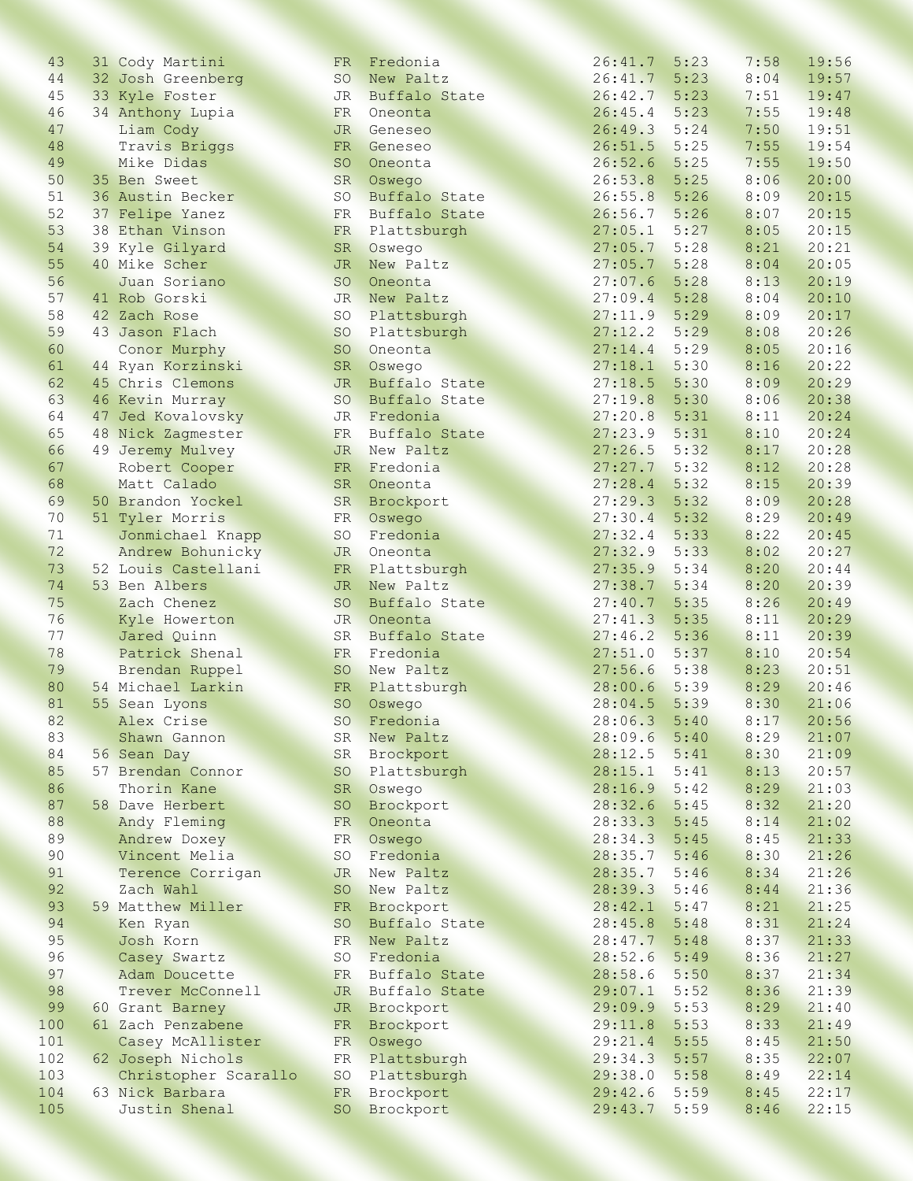| | | | | | | | | |
|---|---|---|---|---|---|---|---|---|
| 43 | 31 | Cody Martini | FR | Fredonia | 26:41.7 | 5:23 | 7:58 | 19:56 |
| 44 | 32 | Josh Greenberg | SO | New Paltz | 26:41.7 | 5:23 | 8:04 | 19:57 |
| 45 | 33 | Kyle Foster | JR | Buffalo State | 26:42.7 | 5:23 | 7:51 | 19:47 |
| 46 | 34 | Anthony Lupia | FR | Oneonta | 26:45.4 | 5:23 | 7:55 | 19:48 |
| 47 | | Liam Cody | JR | Geneseo | 26:49.3 | 5:24 | 7:50 | 19:51 |
| 48 | | Travis Briggs | FR | Geneseo | 26:51.5 | 5:25 | 7:55 | 19:54 |
| 49 | | Mike Didas | SO | Oneonta | 26:52.6 | 5:25 | 7:55 | 19:50 |
| 50 | 35 | Ben Sweet | SR | Oswego | 26:53.8 | 5:25 | 8:06 | 20:00 |
| 51 | 36 | Austin Becker | SO | Buffalo State | 26:55.8 | 5:26 | 8:09 | 20:15 |
| 52 | 37 | Felipe Yanez | FR | Buffalo State | 26:56.7 | 5:26 | 8:07 | 20:15 |
| 53 | 38 | Ethan Vinson | FR | Plattsburgh | 27:05.1 | 5:27 | 8:05 | 20:15 |
| 54 | 39 | Kyle Gilyard | SR | Oswego | 27:05.7 | 5:28 | 8:21 | 20:21 |
| 55 | 40 | Mike Scher | JR | New Paltz | 27:05.7 | 5:28 | 8:04 | 20:05 |
| 56 | | Juan Soriano | SO | Oneonta | 27:07.6 | 5:28 | 8:13 | 20:19 |
| 57 | 41 | Rob Gorski | JR | New Paltz | 27:09.4 | 5:28 | 8:04 | 20:10 |
| 58 | 42 | Zach Rose | SO | Plattsburgh | 27:11.9 | 5:29 | 8:09 | 20:17 |
| 59 | 43 | Jason Flach | SO | Plattsburgh | 27:12.2 | 5:29 | 8:08 | 20:26 |
| 60 | | Conor Murphy | SO | Oneonta | 27:14.4 | 5:29 | 8:05 | 20:16 |
| 61 | 44 | Ryan Korzinski | SR | Oswego | 27:18.1 | 5:30 | 8:16 | 20:22 |
| 62 | 45 | Chris Clemons | JR | Buffalo State | 27:18.5 | 5:30 | 8:09 | 20:29 |
| 63 | 46 | Kevin Murray | SO | Buffalo State | 27:19.8 | 5:30 | 8:06 | 20:38 |
| 64 | 47 | Jed Kovalovsky | JR | Fredonia | 27:20.8 | 5:31 | 8:11 | 20:24 |
| 65 | 48 | Nick Zagmester | FR | Buffalo State | 27:23.9 | 5:31 | 8:10 | 20:24 |
| 66 | 49 | Jeremy Mulvey | JR | New Paltz | 27:26.5 | 5:32 | 8:17 | 20:28 |
| 67 | | Robert Cooper | FR | Fredonia | 27:27.7 | 5:32 | 8:12 | 20:28 |
| 68 | | Matt Calado | SR | Oneonta | 27:28.4 | 5:32 | 8:15 | 20:39 |
| 69 | 50 | Brandon Yockel | SR | Brockport | 27:29.3 | 5:32 | 8:09 | 20:28 |
| 70 | 51 | Tyler Morris | FR | Oswego | 27:30.4 | 5:32 | 8:29 | 20:49 |
| 71 | | Jonmichael Knapp | SO | Fredonia | 27:32.4 | 5:33 | 8:22 | 20:45 |
| 72 | | Andrew Bohunicky | JR | Oneonta | 27:32.9 | 5:33 | 8:02 | 20:27 |
| 73 | 52 | Louis Castellani | FR | Plattsburgh | 27:35.9 | 5:34 | 8:20 | 20:44 |
| 74 | 53 | Ben Albers | JR | New Paltz | 27:38.7 | 5:34 | 8:20 | 20:39 |
| 75 | | Zach Chenez | SO | Buffalo State | 27:40.7 | 5:35 | 8:26 | 20:49 |
| 76 | | Kyle Howerton | JR | Oneonta | 27:41.3 | 5:35 | 8:11 | 20:29 |
| 77 | | Jared Quinn | SR | Buffalo State | 27:46.2 | 5:36 | 8:11 | 20:39 |
| 78 | | Patrick Shenal | FR | Fredonia | 27:51.0 | 5:37 | 8:10 | 20:54 |
| 79 | | Brendan Ruppel | SO | New Paltz | 27:56.6 | 5:38 | 8:23 | 20:51 |
| 80 | 54 | Michael Larkin | FR | Plattsburgh | 28:00.6 | 5:39 | 8:29 | 20:46 |
| 81 | 55 | Sean Lyons | SO | Oswego | 28:04.5 | 5:39 | 8:30 | 21:06 |
| 82 | | Alex Crise | SO | Fredonia | 28:06.3 | 5:40 | 8:17 | 20:56 |
| 83 | | Shawn Gannon | SR | New Paltz | 28:09.6 | 5:40 | 8:29 | 21:07 |
| 84 | 56 | Sean Day | SR | Brockport | 28:12.5 | 5:41 | 8:30 | 21:09 |
| 85 | 57 | Brendan Connor | SO | Plattsburgh | 28:15.1 | 5:41 | 8:13 | 20:57 |
| 86 | | Thorin Kane | SR | Oswego | 28:16.9 | 5:42 | 8:29 | 21:03 |
| 87 | 58 | Dave Herbert | SO | Brockport | 28:32.6 | 5:45 | 8:32 | 21:20 |
| 88 | | Andy Fleming | FR | Oneonta | 28:33.3 | 5:45 | 8:14 | 21:02 |
| 89 | | Andrew Doxey | FR | Oswego | 28:34.3 | 5:45 | 8:45 | 21:33 |
| 90 | | Vincent Melia | SO | Fredonia | 28:35.7 | 5:46 | 8:30 | 21:26 |
| 91 | | Terence Corrigan | JR | New Paltz | 28:35.7 | 5:46 | 8:34 | 21:26 |
| 92 | | Zach Wahl | SO | New Paltz | 28:39.3 | 5:46 | 8:44 | 21:36 |
| 93 | 59 | Matthew Miller | FR | Brockport | 28:42.1 | 5:47 | 8:21 | 21:25 |
| 94 | | Ken Ryan | SO | Buffalo State | 28:45.8 | 5:48 | 8:31 | 21:24 |
| 95 | | Josh Korn | FR | New Paltz | 28:47.7 | 5:48 | 8:37 | 21:33 |
| 96 | | Casey Swartz | SO | Fredonia | 28:52.6 | 5:49 | 8:36 | 21:27 |
| 97 | | Adam Doucette | FR | Buffalo State | 28:58.6 | 5:50 | 8:37 | 21:34 |
| 98 | | Trever McConnell | JR | Buffalo State | 29:07.1 | 5:52 | 8:36 | 21:39 |
| 99 | 60 | Grant Barney | JR | Brockport | 29:09.9 | 5:53 | 8:29 | 21:40 |
| 100 | 61 | Zach Penzabene | FR | Brockport | 29:11.8 | 5:53 | 8:33 | 21:49 |
| 101 | | Casey McAllister | FR | Oswego | 29:21.4 | 5:55 | 8:45 | 21:50 |
| 102 | 62 | Joseph Nichols | FR | Plattsburgh | 29:34.3 | 5:57 | 8:35 | 22:07 |
| 103 | | Christopher Scarallo | SO | Plattsburgh | 29:38.0 | 5:58 | 8:49 | 22:14 |
| 104 | 63 | Nick Barbara | FR | Brockport | 29:42.6 | 5:59 | 8:45 | 22:17 |
| 105 | | Justin Shenal | SO | Brockport | 29:43.7 | 5:59 | 8:46 | 22:15 |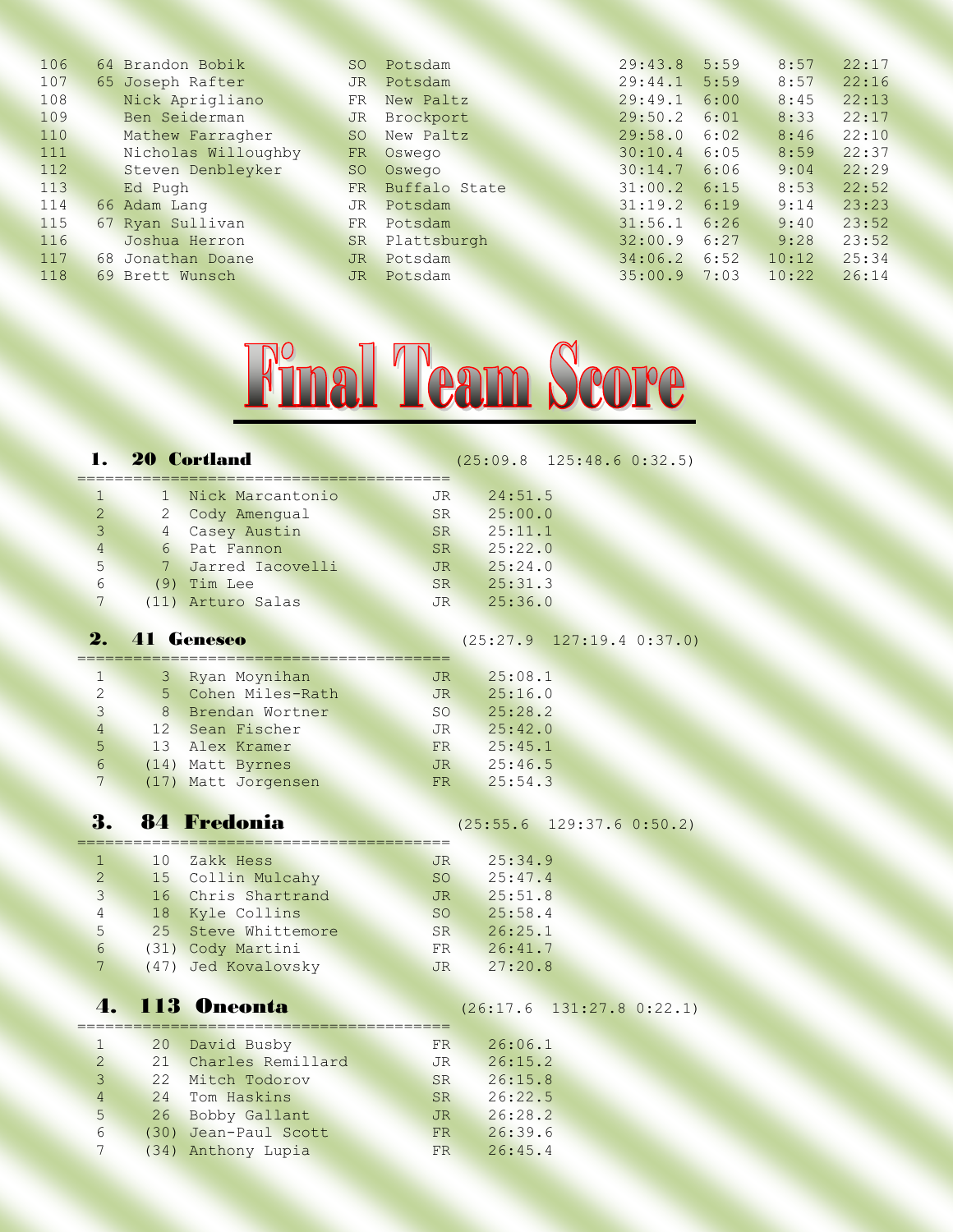| | | | | | | | | |
|---|---|---|---|---|---|---|---|---|
| 106 | 64 | Brandon Bobik | SO | Potsdam | 29:43.8 | 5:59 | 8:57 | 22:17 |
| 107 | 65 | Joseph Rafter | JR | Potsdam | 29:44.1 | 5:59 | 8:57 | 22:16 |
| 108 | | Nick Aprigliano | FR | New Paltz | 29:49.1 | 6:00 | 8:45 | 22:13 |
| 109 | | Ben Seiderman | JR | Brockport | 29:50.2 | 6:01 | 8:33 | 22:17 |
| 110 | | Mathew Farragher | SO | New Paltz | 29:58.0 | 6:02 | 8:46 | 22:10 |
| 111 | | Nicholas Willoughby | FR | Oswego | 30:10.4 | 6:05 | 8:59 | 22:37 |
| 112 | | Steven Denbleyker | SO | Oswego | 30:14.7 | 6:06 | 9:04 | 22:29 |
| 113 | | Ed Pugh | FR | Buffalo State | 31:00.2 | 6:15 | 8:53 | 22:52 |
| 114 | 66 | Adam Lang | JR | Potsdam | 31:19.2 | 6:19 | 9:14 | 23:23 |
| 115 | 67 | Ryan Sullivan | FR | Potsdam | 31:56.1 | 6:26 | 9:40 | 23:52 |
| 116 | | Joshua Herron | SR | Plattsburgh | 32:00.9 | 6:27 | 9:28 | 23:52 |
| 117 | 68 | Jonathan Doane | JR | Potsdam | 34:06.2 | 6:52 | 10:12 | 25:34 |
| 118 | 69 | Brett Wunsch | JR | Potsdam | 35:00.9 | 7:03 | 10:22 | 26:14 |

# Final Team Score

## 1. 20 Cortland (25:09.8 125:48.6 0:32.5)

| | | | | |
|---|---|---|---|---|
| 1 | 1 | Nick Marcantonio | JR | 24:51.5 |
| 2 | 2 | Cody Amengual | SR | 25:00.0 |
| 3 | 4 | Casey Austin | SR | 25:11.1 |
| 4 | 6 | Pat Fannon | SR | 25:22.0 |
| 5 | 7 | Jarred Iacovelli | JR | 25:24.0 |
| 6 | (9) | Tim Lee | SR | 25:31.3 |
| 7 | (11) | Arturo Salas | JR | 25:36.0 |

## 2. 41 Geneseo (25:27.9 127:19.4 0:37.0)

| | | | | |
|---|---|---|---|---|
| 1 | 3 | Ryan Moynihan | JR | 25:08.1 |
| 2 | 5 | Cohen Miles-Rath | JR | 25:16.0 |
| 3 | 8 | Brendan Wortner | SO | 25:28.2 |
| 4 | 12 | Sean Fischer | JR | 25:42.0 |
| 5 | 13 | Alex Kramer | FR | 25:45.1 |
| 6 | (14) | Matt Byrnes | JR | 25:46.5 |
| 7 | (17) | Matt Jorgensen | FR | 25:54.3 |

## 3. 84 Fredonia (25:55.6 129:37.6 0:50.2)

| | | | | |
|---|---|---|---|---|
| 1 | 10 | Zakk Hess | JR | 25:34.9 |
| 2 | 15 | Collin Mulcahy | SO | 25:47.4 |
| 3 | 16 | Chris Shartrand | JR | 25:51.8 |
| 4 | 18 | Kyle Collins | SO | 25:58.4 |
| 5 | 25 | Steve Whittemore | SR | 26:25.1 |
| 6 | (31) | Cody Martini | FR | 26:41.7 |
| 7 | (47) | Jed Kovalovsky | JR | 27:20.8 |

## 4. 113 Oneonta (26:17.6 131:27.8 0:22.1)

| | | | | |
|---|---|---|---|---|
| 1 | 20 | David Busby | FR | 26:06.1 |
| 2 | 21 | Charles Remillard | JR | 26:15.2 |
| 3 | 22 | Mitch Todorov | SR | 26:15.8 |
| 4 | 24 | Tom Haskins | SR | 26:22.5 |
| 5 | 26 | Bobby Gallant | JR | 26:28.2 |
| 6 | (30) | Jean-Paul Scott | FR | 26:39.6 |
| 7 | (34) | Anthony Lupia | FR | 26:45.4 |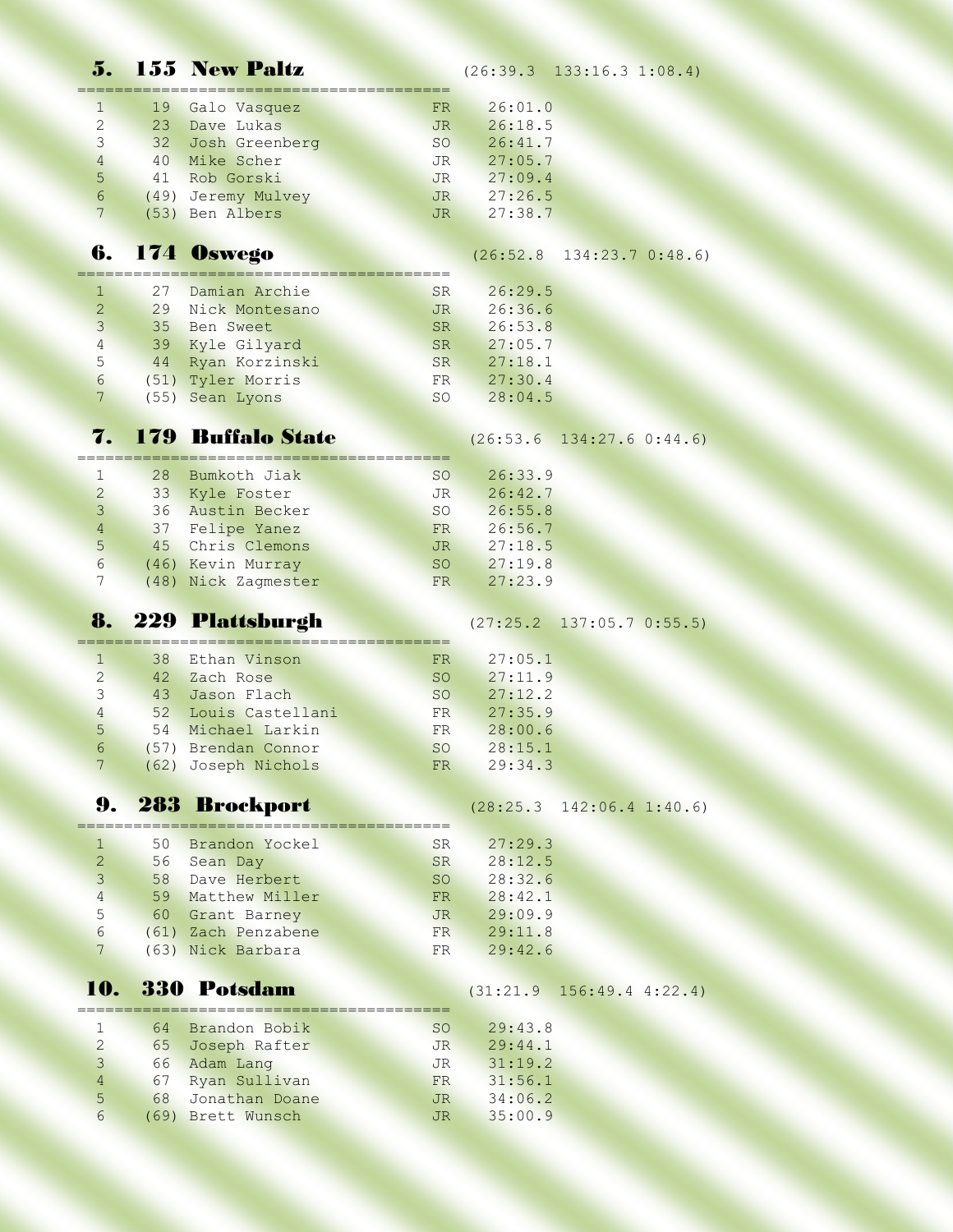## 5. 155 New Paltz (26:39.3 133:16.3 1:08.4)

| | | | | |
|---|---|---|---|---|
| 1 | 19 | Galo Vasquez | FR | 26:01.0 |
| 2 | 23 | Dave Lukas | JR | 26:18.5 |
| 3 | 32 | Josh Greenberg | SO | 26:41.7 |
| 4 | 40 | Mike Scher | JR | 27:05.7 |
| 5 | 41 | Rob Gorski | JR | 27:09.4 |
| 6 | (49) | Jeremy Mulvey | JR | 27:26.5 |
| 7 | (53) | Ben Albers | JR | 27:38.7 |

## 6. 174 Oswego (26:52.8 134:23.7 0:48.6)

| | | | | |
|---|---|---|---|---|
| 1 | 27 | Damian Archie | SR | 26:29.5 |
| 2 | 29 | Nick Montesano | JR | 26:36.6 |
| 3 | 35 | Ben Sweet | SR | 26:53.8 |
| 4 | 39 | Kyle Gilyard | SR | 27:05.7 |
| 5 | 44 | Ryan Korzinski | SR | 27:18.1 |
| 6 | (51) | Tyler Morris | FR | 27:30.4 |
| 7 | (55) | Sean Lyons | SO | 28:04.5 |

## 7. 179 Buffalo State (26:53.6 134:27.6 0:44.6)

| | | | | |
|---|---|---|---|---|
| 1 | 28 | Bumkoth Jiak | SO | 26:33.9 |
| 2 | 33 | Kyle Foster | JR | 26:42.7 |
| 3 | 36 | Austin Becker | SO | 26:55.8 |
| 4 | 37 | Felipe Yanez | FR | 26:56.7 |
| 5 | 45 | Chris Clemons | JR | 27:18.5 |
| 6 | (46) | Kevin Murray | SO | 27:19.8 |
| 7 | (48) | Nick Zagmester | FR | 27:23.9 |

## 8. 229 Plattsburgh (27:25.2 137:05.7 0:55.5)

| | | | | |
|---|---|---|---|---|
| 1 | 38 | Ethan Vinson | FR | 27:05.1 |
| 2 | 42 | Zach Rose | SO | 27:11.9 |
| 3 | 43 | Jason Flach | SO | 27:12.2 |
| 4 | 52 | Louis Castellani | FR | 27:35.9 |
| 5 | 54 | Michael Larkin | FR | 28:00.6 |
| 6 | (57) | Brendan Connor | SO | 28:15.1 |
| 7 | (62) | Joseph Nichols | FR | 29:34.3 |

## 9. 283 Brockport (28:25.3 142:06.4 1:40.6)

| | | | | |
|---|---|---|---|---|
| 1 | 50 | Brandon Yockel | SR | 27:29.3 |
| 2 | 56 | Sean Day | SR | 28:12.5 |
| 3 | 58 | Dave Herbert | SO | 28:32.6 |
| 4 | 59 | Matthew Miller | FR | 28:42.1 |
| 5 | 60 | Grant Barney | JR | 29:09.9 |
| 6 | (61) | Zach Penzabene | FR | 29:11.8 |
| 7 | (63) | Nick Barbara | FR | 29:42.6 |

## 10. 330 Potsdam (31:21.9 156:49.4 4:22.4)

| | | | | |
|---|---|---|---|---|
| 1 | 64 | Brandon Bobik | SO | 29:43.8 |
| 2 | 65 | Joseph Rafter | JR | 29:44.1 |
| 3 | 66 | Adam Lang | JR | 31:19.2 |
| 4 | 67 | Ryan Sullivan | FR | 31:56.1 |
| 5 | 68 | Jonathan Doane | JR | 34:06.2 |
| 6 | (69) | Brett Wunsch | JR | 35:00.9 |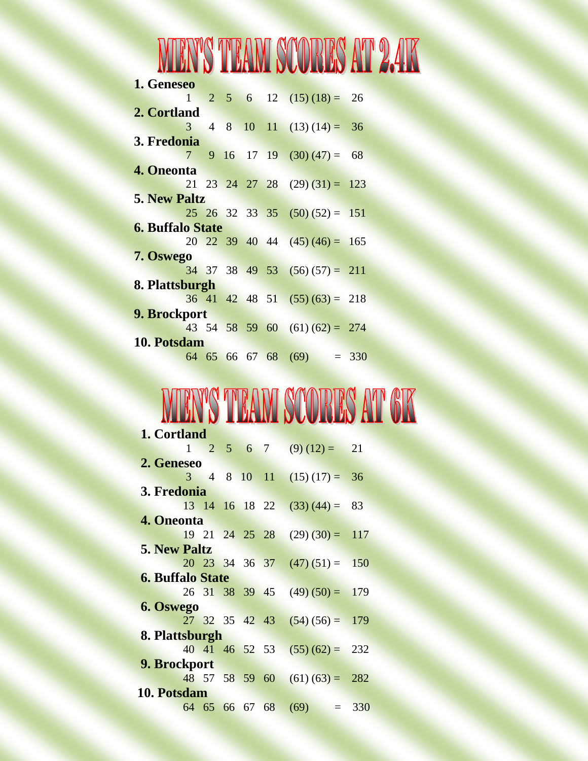# MEN'S TEAM SCORES AT 2.4K

**1. Geneseo**
1 2 5 6 12 (15) (18) = 26

**2. Cortland**
3 4 8 10 11 (13) (14) = 36

**3. Fredonia**
7 9 16 17 19 (30) (47) = 68

**4. Oneonta**
21 23 24 27 28 (29) (31) = 123

**5. New Paltz**
25 26 32 33 35 (50) (52) = 151

**6. Buffalo State**
20 22 39 40 44 (45) (46) = 165

**7. Oswego**
34 37 38 49 53 (56) (57) = 211

**8. Plattsburgh**
36 41 42 48 51 (55) (63) = 218

**9. Brockport**
43 54 58 59 60 (61) (62) = 274

**10. Potsdam**
64 65 66 67 68 (69) = 330

# MEN'S TEAM SCORES AT 6K

**1. Cortland**
1 2 5 6 7 (9) (12) = 21

**2. Geneseo**
3 4 8 10 11 (15) (17) = 36

**3. Fredonia**
13 14 16 18 22 (33) (44) = 83

**4. Oneonta**
19 21 24 25 28 (29) (30) = 117

**5. New Paltz**
20 23 34 36 37 (47) (51) = 150

**6. Buffalo State**
26 31 38 39 45 (49) (50) = 179

**6. Oswego**
27 32 35 42 43 (54) (56) = 179

**8. Plattsburgh**
40 41 46 52 53 (55) (62) = 232

**9. Brockport**
48 57 58 59 60 (61) (63) = 282

**10. Potsdam**
64 65 66 67 68 (69) = 330